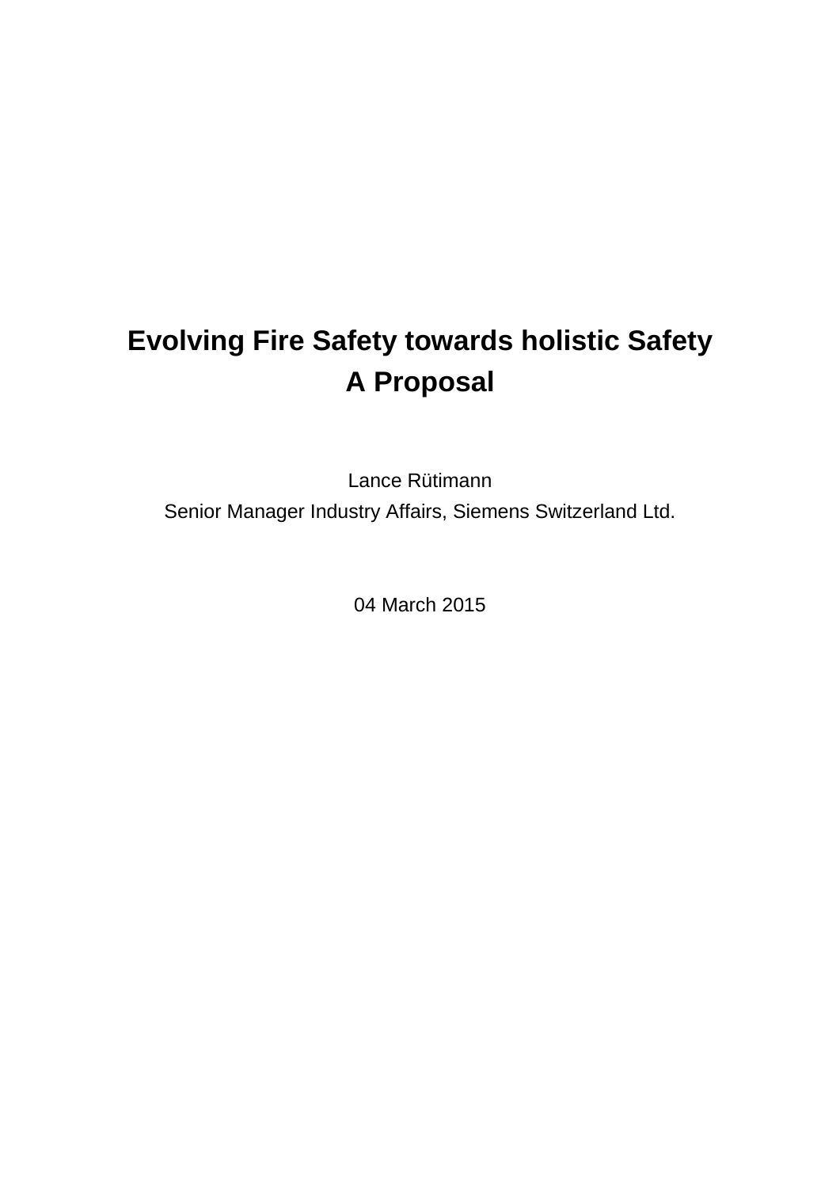# Evolving Fire Safety towards holistic Safety
# A Proposal

Lance Rütimann

Senior Manager Industry Affairs, Siemens Switzerland Ltd.

04 March 2015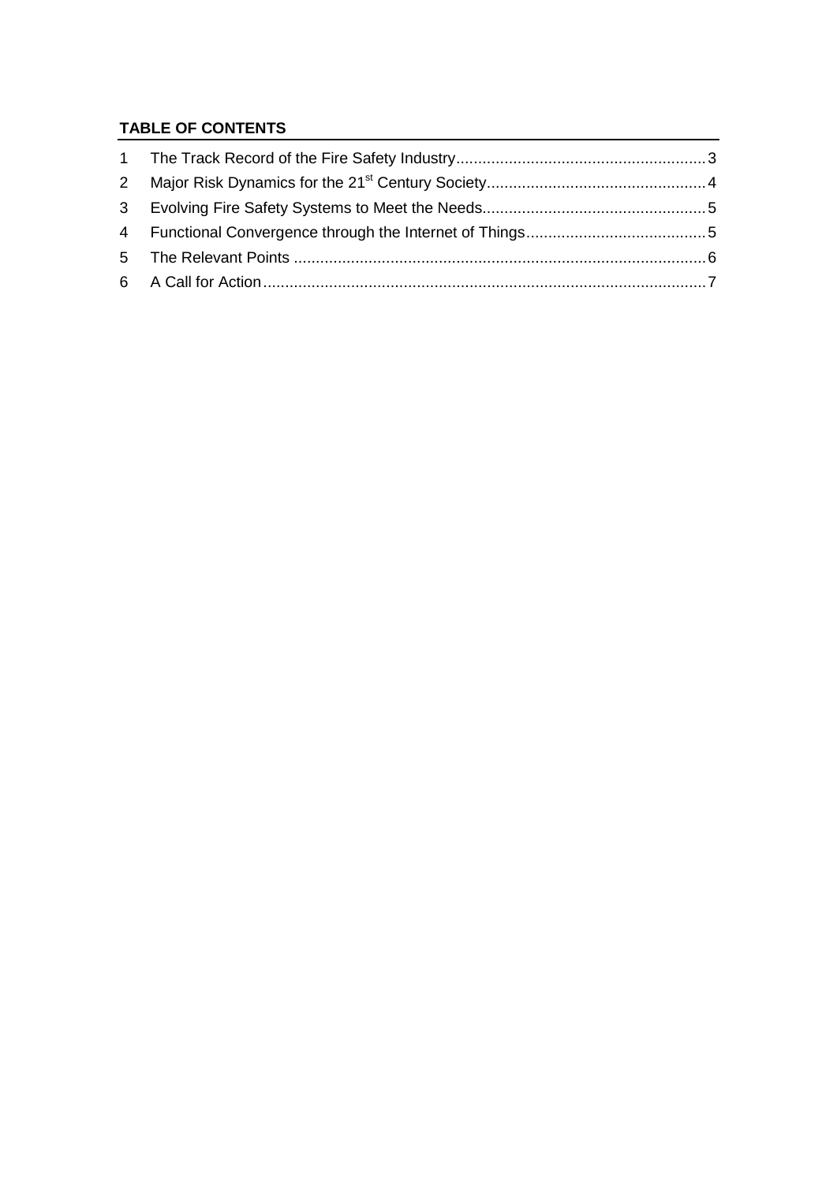**TABLE OF CONTENTS**

| | | |
|---|---|---|
| 1 | The Track Record of the Fire Safety Industry | 3 |
| 2 | Major Risk Dynamics for the 21st Century Society | 4 |
| 3 | Evolving Fire Safety Systems to Meet the Needs | 5 |
| 4 | Functional Convergence through the Internet of Things | 5 |
| 5 | The Relevant Points | 6 |
| 6 | A Call for Action | 7 |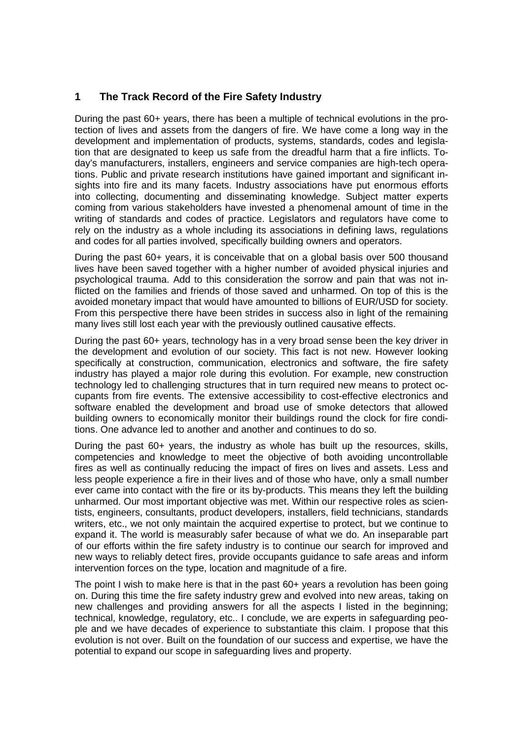## 1 The Track Record of the Fire Safety Industry

During the past 60+ years, there has been a multiple of technical evolutions in the protection of lives and assets from the dangers of fire. We have come a long way in the development and implementation of products, systems, standards, codes and legislation that are designated to keep us safe from the dreadful harm that a fire inflicts. Today's manufacturers, installers, engineers and service companies are high-tech operations. Public and private research institutions have gained important and significant insights into fire and its many facets. Industry associations have put enormous efforts into collecting, documenting and disseminating knowledge. Subject matter experts coming from various stakeholders have invested a phenomenal amount of time in the writing of standards and codes of practice. Legislators and regulators have come to rely on the industry as a whole including its associations in defining laws, regulations and codes for all parties involved, specifically building owners and operators.

During the past 60+ years, it is conceivable that on a global basis over 500 thousand lives have been saved together with a higher number of avoided physical injuries and psychological trauma. Add to this consideration the sorrow and pain that was not inflicted on the families and friends of those saved and unharmed. On top of this is the avoided monetary impact that would have amounted to billions of EUR/USD for society. From this perspective there have been strides in success also in light of the remaining many lives still lost each year with the previously outlined causative effects.

During the past 60+ years, technology has in a very broad sense been the key driver in the development and evolution of our society. This fact is not new. However looking specifically at construction, communication, electronics and software, the fire safety industry has played a major role during this evolution. For example, new construction technology led to challenging structures that in turn required new means to protect occupants from fire events. The extensive accessibility to cost-effective electronics and software enabled the development and broad use of smoke detectors that allowed building owners to economically monitor their buildings round the clock for fire conditions. One advance led to another and another and continues to do so.

During the past 60+ years, the industry as whole has built up the resources, skills, competencies and knowledge to meet the objective of both avoiding uncontrollable fires as well as continually reducing the impact of fires on lives and assets. Less and less people experience a fire in their lives and of those who have, only a small number ever came into contact with the fire or its by-products. This means they left the building unharmed. Our most important objective was met. Within our respective roles as scientists, engineers, consultants, product developers, installers, field technicians, standards writers, etc., we not only maintain the acquired expertise to protect, but we continue to expand it. The world is measurably safer because of what we do. An inseparable part of our efforts within the fire safety industry is to continue our search for improved and new ways to reliably detect fires, provide occupants guidance to safe areas and inform intervention forces on the type, location and magnitude of a fire.

The point I wish to make here is that in the past 60+ years a revolution has been going on. During this time the fire safety industry grew and evolved into new areas, taking on new challenges and providing answers for all the aspects I listed in the beginning; technical, knowledge, regulatory, etc.. I conclude, we are experts in safeguarding people and we have decades of experience to substantiate this claim. I propose that this evolution is not over. Built on the foundation of our success and expertise, we have the potential to expand our scope in safeguarding lives and property.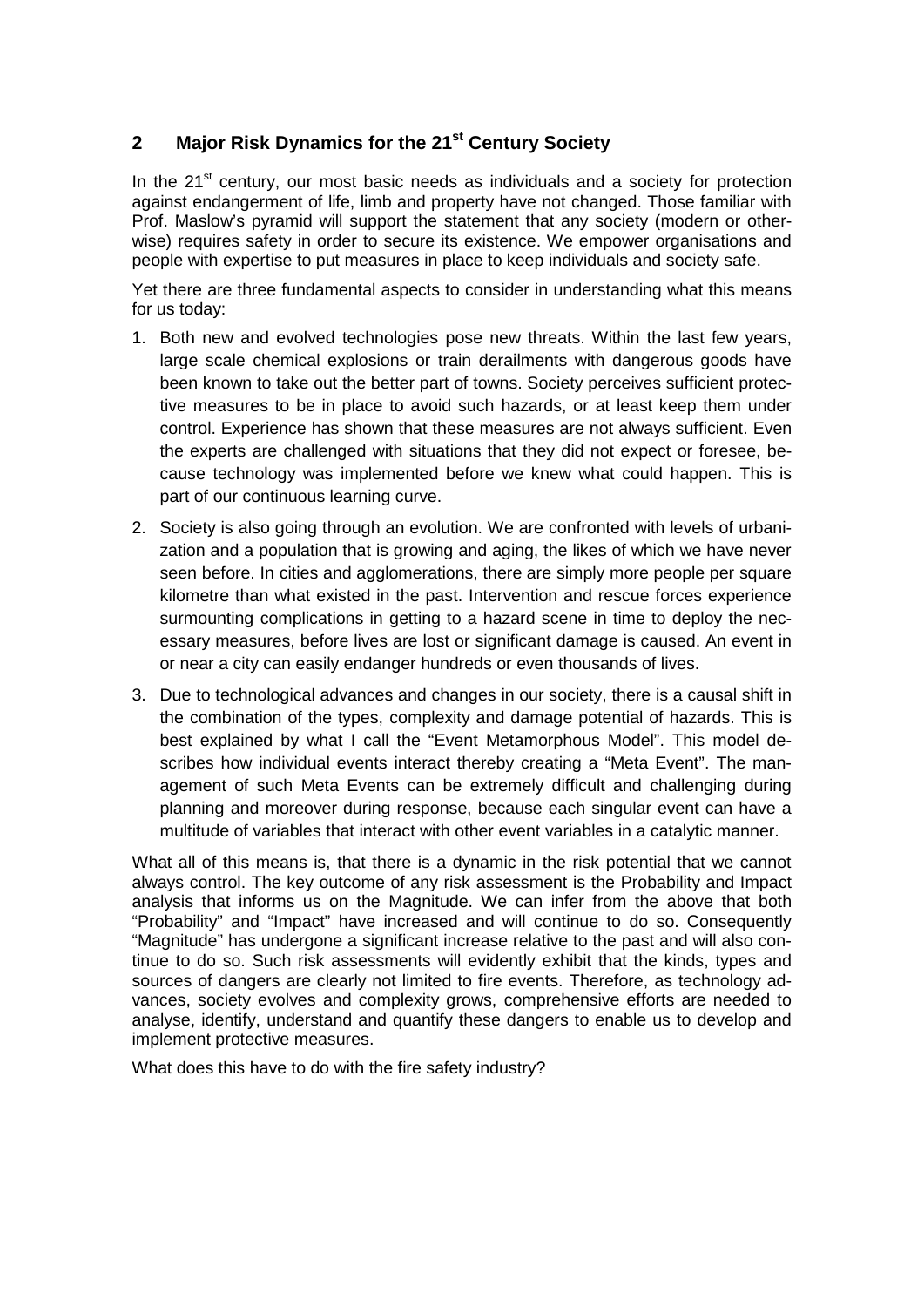## 2 Major Risk Dynamics for the 21st Century Society

In the 21st century, our most basic needs as individuals and a society for protection against endangerment of life, limb and property have not changed. Those familiar with Prof. Maslow's pyramid will support the statement that any society (modern or otherwise) requires safety in order to secure its existence. We empower organisations and people with expertise to put measures in place to keep individuals and society safe.

Yet there are three fundamental aspects to consider in understanding what this means for us today:

1. Both new and evolved technologies pose new threats. Within the last few years, large scale chemical explosions or train derailments with dangerous goods have been known to take out the better part of towns. Society perceives sufficient protective measures to be in place to avoid such hazards, or at least keep them under control. Experience has shown that these measures are not always sufficient. Even the experts are challenged with situations that they did not expect or foresee, because technology was implemented before we knew what could happen. This is part of our continuous learning curve.

2. Society is also going through an evolution. We are confronted with levels of urbanization and a population that is growing and aging, the likes of which we have never seen before. In cities and agglomerations, there are simply more people per square kilometre than what existed in the past. Intervention and rescue forces experience surmounting complications in getting to a hazard scene in time to deploy the necessary measures, before lives are lost or significant damage is caused. An event in or near a city can easily endanger hundreds or even thousands of lives.

3. Due to technological advances and changes in our society, there is a causal shift in the combination of the types, complexity and damage potential of hazards. This is best explained by what I call the "Event Metamorphous Model". This model describes how individual events interact thereby creating a "Meta Event". The management of such Meta Events can be extremely difficult and challenging during planning and moreover during response, because each singular event can have a multitude of variables that interact with other event variables in a catalytic manner.

What all of this means is, that there is a dynamic in the risk potential that we cannot always control. The key outcome of any risk assessment is the Probability and Impact analysis that informs us on the Magnitude. We can infer from the above that both "Probability" and "Impact" have increased and will continue to do so. Consequently "Magnitude" has undergone a significant increase relative to the past and will also continue to do so. Such risk assessments will evidently exhibit that the kinds, types and sources of dangers are clearly not limited to fire events. Therefore, as technology advances, society evolves and complexity grows, comprehensive efforts are needed to analyse, identify, understand and quantify these dangers to enable us to develop and implement protective measures.

What does this have to do with the fire safety industry?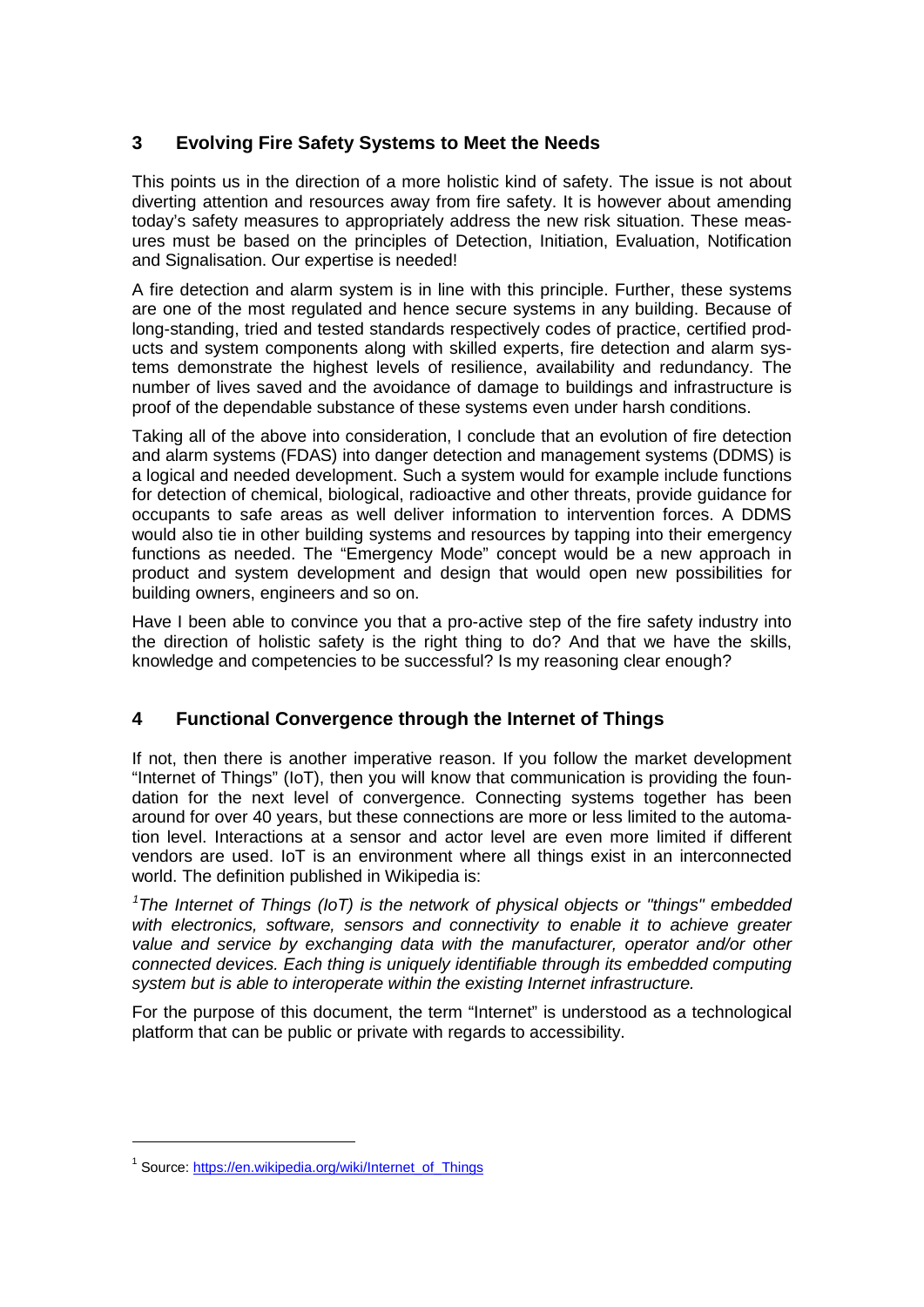## 3 Evolving Fire Safety Systems to Meet the Needs

This points us in the direction of a more holistic kind of safety. The issue is not about diverting attention and resources away from fire safety. It is however about amending today's safety measures to appropriately address the new risk situation. These measures must be based on the principles of Detection, Initiation, Evaluation, Notification and Signalisation. Our expertise is needed!

A fire detection and alarm system is in line with this principle. Further, these systems are one of the most regulated and hence secure systems in any building. Because of long-standing, tried and tested standards respectively codes of practice, certified products and system components along with skilled experts, fire detection and alarm systems demonstrate the highest levels of resilience, availability and redundancy. The number of lives saved and the avoidance of damage to buildings and infrastructure is proof of the dependable substance of these systems even under harsh conditions.

Taking all of the above into consideration, I conclude that an evolution of fire detection and alarm systems (FDAS) into danger detection and management systems (DDMS) is a logical and needed development. Such a system would for example include functions for detection of chemical, biological, radioactive and other threats, provide guidance for occupants to safe areas as well deliver information to intervention forces. A DDMS would also tie in other building systems and resources by tapping into their emergency functions as needed. The "Emergency Mode" concept would be a new approach in product and system development and design that would open new possibilities for building owners, engineers and so on.

Have I been able to convince you that a pro-active step of the fire safety industry into the direction of holistic safety is the right thing to do? And that we have the skills, knowledge and competencies to be successful? Is my reasoning clear enough?

## 4 Functional Convergence through the Internet of Things

If not, then there is another imperative reason. If you follow the market development "Internet of Things" (IoT), then you will know that communication is providing the foundation for the next level of convergence. Connecting systems together has been around for over 40 years, but these connections are more or less limited to the automation level. Interactions at a sensor and actor level are even more limited if different vendors are used. IoT is an environment where all things exist in an interconnected world. The definition published in Wikipedia is:

*[1]The Internet of Things (IoT) is the network of physical objects or "things" embedded with electronics, software, sensors and connectivity to enable it to achieve greater value and service by exchanging data with the manufacturer, operator and/or other connected devices. Each thing is uniquely identifiable through its embedded computing system but is able to interoperate within the existing Internet infrastructure.*

For the purpose of this document, the term "Internet" is understood as a technological platform that can be public or private with regards to accessibility.

[1] Source: https://en.wikipedia.org/wiki/Internet_of_Things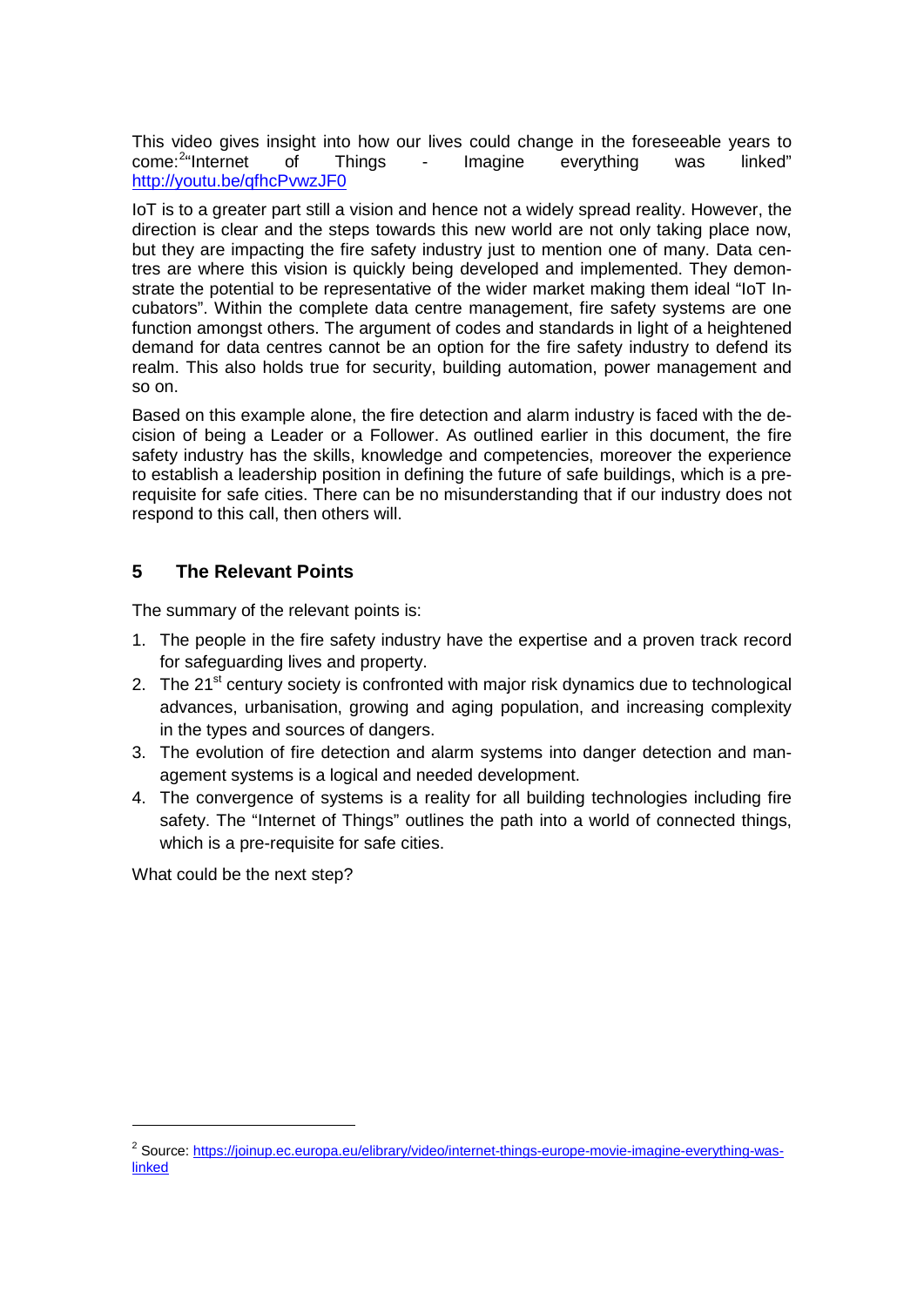This video gives insight into how our lives could change in the foreseeable years to come:[2]"Internet of Things - Imagine everything was linked" http://youtu.be/qfhcPvwzJF0

IoT is to a greater part still a vision and hence not a widely spread reality. However, the direction is clear and the steps towards this new world are not only taking place now, but they are impacting the fire safety industry just to mention one of many. Data centres are where this vision is quickly being developed and implemented. They demonstrate the potential to be representative of the wider market making them ideal "IoT Incubators". Within the complete data centre management, fire safety systems are one function amongst others. The argument of codes and standards in light of a heightened demand for data centres cannot be an option for the fire safety industry to defend its realm. This also holds true for security, building automation, power management and so on.

Based on this example alone, the fire detection and alarm industry is faced with the decision of being a Leader or a Follower. As outlined earlier in this document, the fire safety industry has the skills, knowledge and competencies, moreover the experience to establish a leadership position in defining the future of safe buildings, which is a pre-requisite for safe cities. There can be no misunderstanding that if our industry does not respond to this call, then others will.

## 5 The Relevant Points

The summary of the relevant points is:

1. The people in the fire safety industry have the expertise and a proven track record for safeguarding lives and property.
2. The 21st century society is confronted with major risk dynamics due to technological advances, urbanisation, growing and aging population, and increasing complexity in the types and sources of dangers.
3. The evolution of fire detection and alarm systems into danger detection and management systems is a logical and needed development.
4. The convergence of systems is a reality for all building technologies including fire safety. The "Internet of Things" outlines the path into a world of connected things, which is a pre-requisite for safe cities.

What could be the next step?

---

[2] Source: https://joinup.ec.europa.eu/elibrary/video/internet-things-europe-movie-imagine-everything-was-linked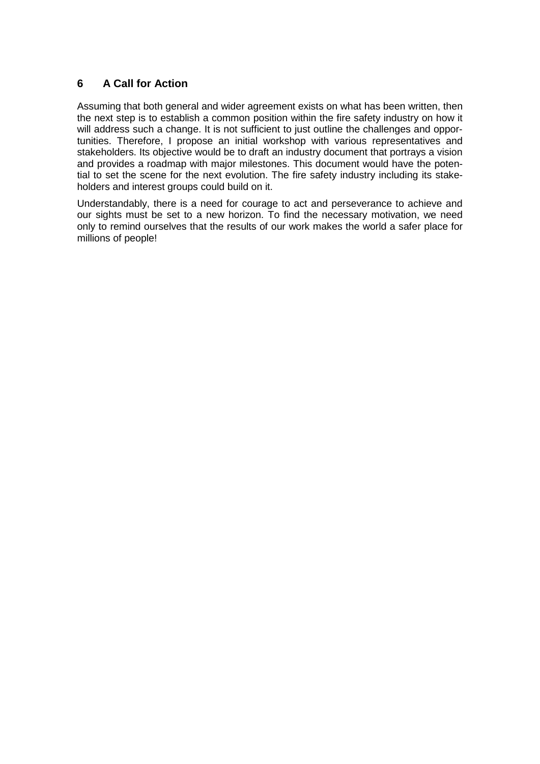## 6 A Call for Action

Assuming that both general and wider agreement exists on what has been written, then the next step is to establish a common position within the fire safety industry on how it will address such a change. It is not sufficient to just outline the challenges and opportunities. Therefore, I propose an initial workshop with various representatives and stakeholders. Its objective would be to draft an industry document that portrays a vision and provides a roadmap with major milestones. This document would have the potential to set the scene for the next evolution. The fire safety industry including its stakeholders and interest groups could build on it.

Understandably, there is a need for courage to act and perseverance to achieve and our sights must be set to a new horizon. To find the necessary motivation, we need only to remind ourselves that the results of our work makes the world a safer place for millions of people!